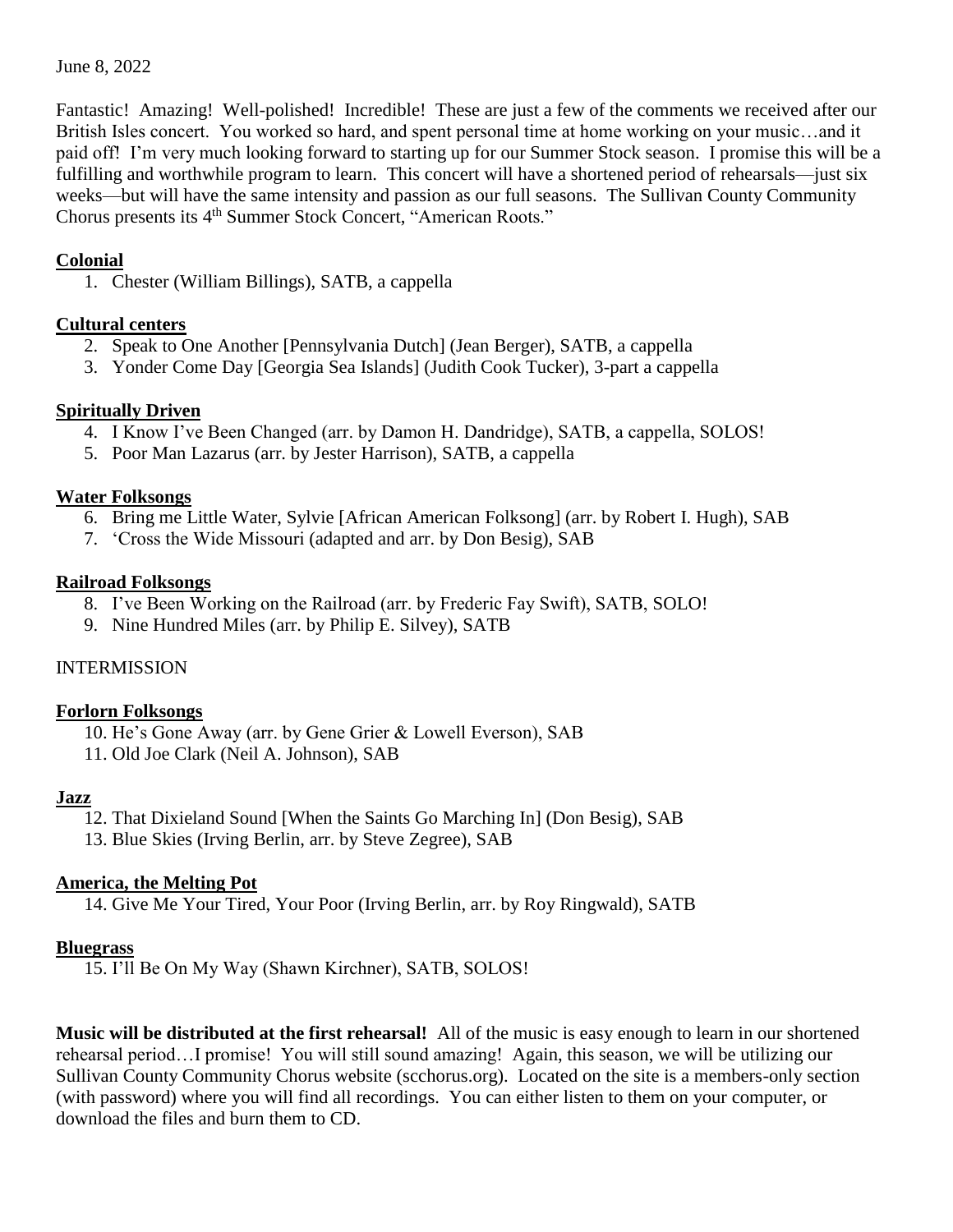June 8, 2022

Fantastic! Amazing! Well-polished! Incredible! These are just a few of the comments we received after our British Isles concert. You worked so hard, and spent personal time at home working on your music…and it paid off! I'm very much looking forward to starting up for our Summer Stock season. I promise this will be a fulfilling and worthwhile program to learn. This concert will have a shortened period of rehearsals—just six weeks—but will have the same intensity and passion as our full seasons. The Sullivan County Community Chorus presents its 4th Summer Stock Concert, "American Roots."

**Colonial**

1. Chester (William Billings), SATB, a cappella

**Cultural centers**

2. Speak to One Another [Pennsylvania Dutch] (Jean Berger), SATB, a cappella
3. Yonder Come Day [Georgia Sea Islands] (Judith Cook Tucker), 3-part a cappella

**Spiritually Driven**

4. I Know I've Been Changed (arr. by Damon H. Dandridge), SATB, a cappella, SOLOS!
5. Poor Man Lazarus (arr. by Jester Harrison), SATB, a cappella

**Water Folksongs**

6. Bring me Little Water, Sylvie [African American Folksong] (arr. by Robert I. Hugh), SAB
7. 'Cross the Wide Missouri (adapted and arr. by Don Besig), SAB

**Railroad Folksongs**

8. I've Been Working on the Railroad (arr. by Frederic Fay Swift), SATB, SOLO!
9. Nine Hundred Miles (arr. by Philip E. Silvey), SATB

INTERMISSION

**Forlorn Folksongs**

10. He's Gone Away (arr. by Gene Grier & Lowell Everson), SAB
11. Old Joe Clark (Neil A. Johnson), SAB

**Jazz**

12. That Dixieland Sound [When the Saints Go Marching In] (Don Besig), SAB
13. Blue Skies (Irving Berlin, arr. by Steve Zegree), SAB

**America, the Melting Pot**

14. Give Me Your Tired, Your Poor (Irving Berlin, arr. by Roy Ringwald), SATB

**Bluegrass**

15. I'll Be On My Way (Shawn Kirchner), SATB, SOLOS!

**Music will be distributed at the first rehearsal!** All of the music is easy enough to learn in our shortened rehearsal period…I promise! You will still sound amazing! Again, this season, we will be utilizing our Sullivan County Community Chorus website (scchorus.org). Located on the site is a members-only section (with password) where you will find all recordings. You can either listen to them on your computer, or download the files and burn them to CD.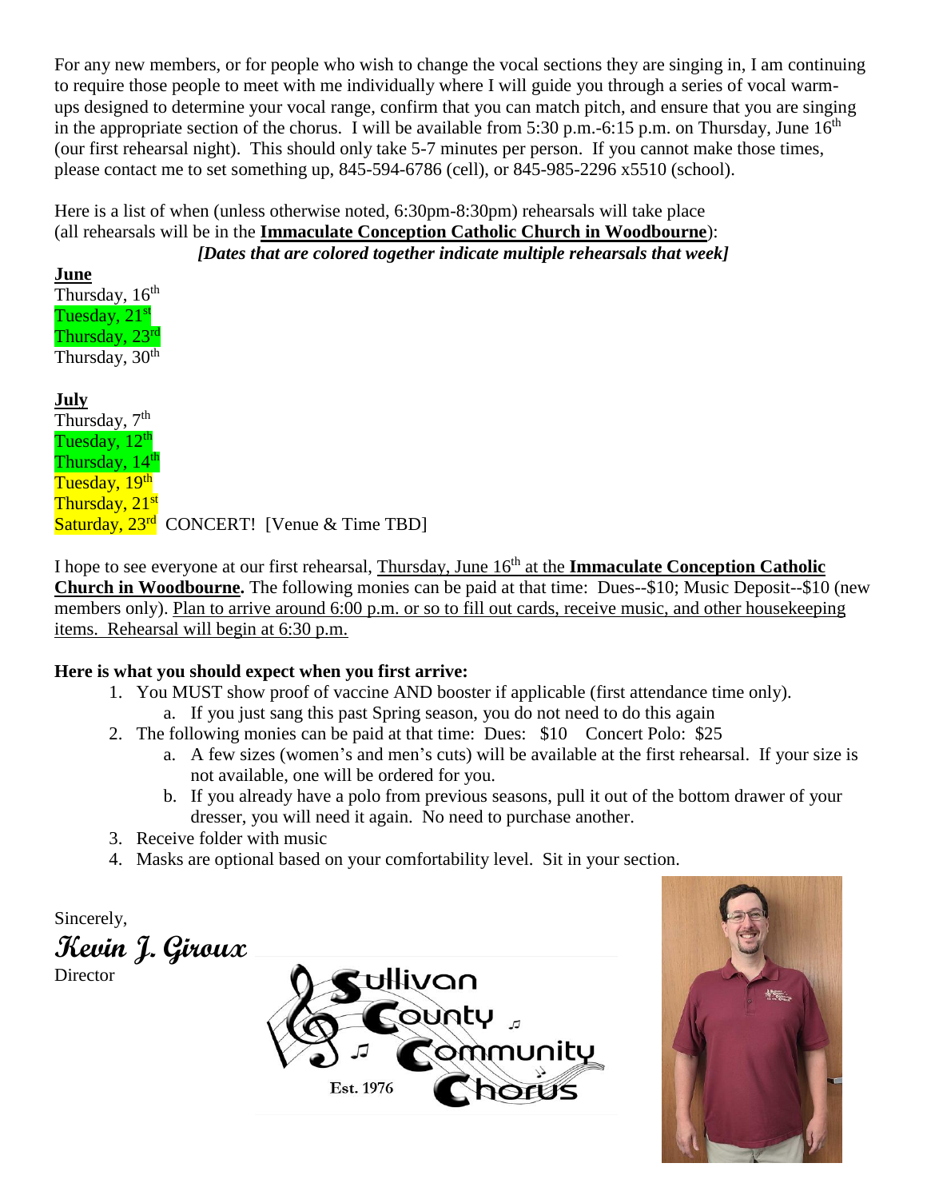For any new members, or for people who wish to change the vocal sections they are singing in, I am continuing to require those people to meet with me individually where I will guide you through a series of vocal warm-ups designed to determine your vocal range, confirm that you can match pitch, and ensure that you are singing in the appropriate section of the chorus. I will be available from 5:30 p.m.-6:15 p.m. on Thursday, June 16th (our first rehearsal night). This should only take 5-7 minutes per person. If you cannot make those times, please contact me to set something up, 845-594-6786 (cell), or 845-985-2296 x5510 (school).

Here is a list of when (unless otherwise noted, 6:30pm-8:30pm) rehearsals will take place (all rehearsals will be in the **Immaculate Conception Catholic Church in Woodbourne**):

***[Dates that are colored together indicate multiple rehearsals that week]***

**June**

Thursday, 16th
Tuesday, 21st
Thursday, 23rd
Thursday, 30th

**July**

Thursday, 7th
Tuesday, 12th
Thursday, 14th
Tuesday, 19th
Thursday, 21st
Saturday, 23rd CONCERT! [Venue & Time TBD]

I hope to see everyone at our first rehearsal, Thursday, June 16th at the **Immaculate Conception Catholic Church in Woodbourne.** The following monies can be paid at that time: Dues--$10; Music Deposit--$10 (new members only). Plan to arrive around 6:00 p.m. or so to fill out cards, receive music, and other housekeeping items. Rehearsal will begin at 6:30 p.m.

**Here is what you should expect when you first arrive:**

1. You MUST show proof of vaccine AND booster if applicable (first attendance time only).
   a. If you just sang this past Spring season, you do not need to do this again
2. The following monies can be paid at that time: Dues: $10 Concert Polo: $25
   a. A few sizes (women's and men's cuts) will be available at the first rehearsal. If your size is not available, one will be ordered for you.
   b. If you already have a polo from previous seasons, pull it out of the bottom drawer of your dresser, you will need it again. No need to purchase another.
3. Receive folder with music
4. Masks are optional based on your comfortability level. Sit in your section.

Sincerely,

**Kevin J. Giroux**

Director

Sullivan County Community Chorus
Est. 1976